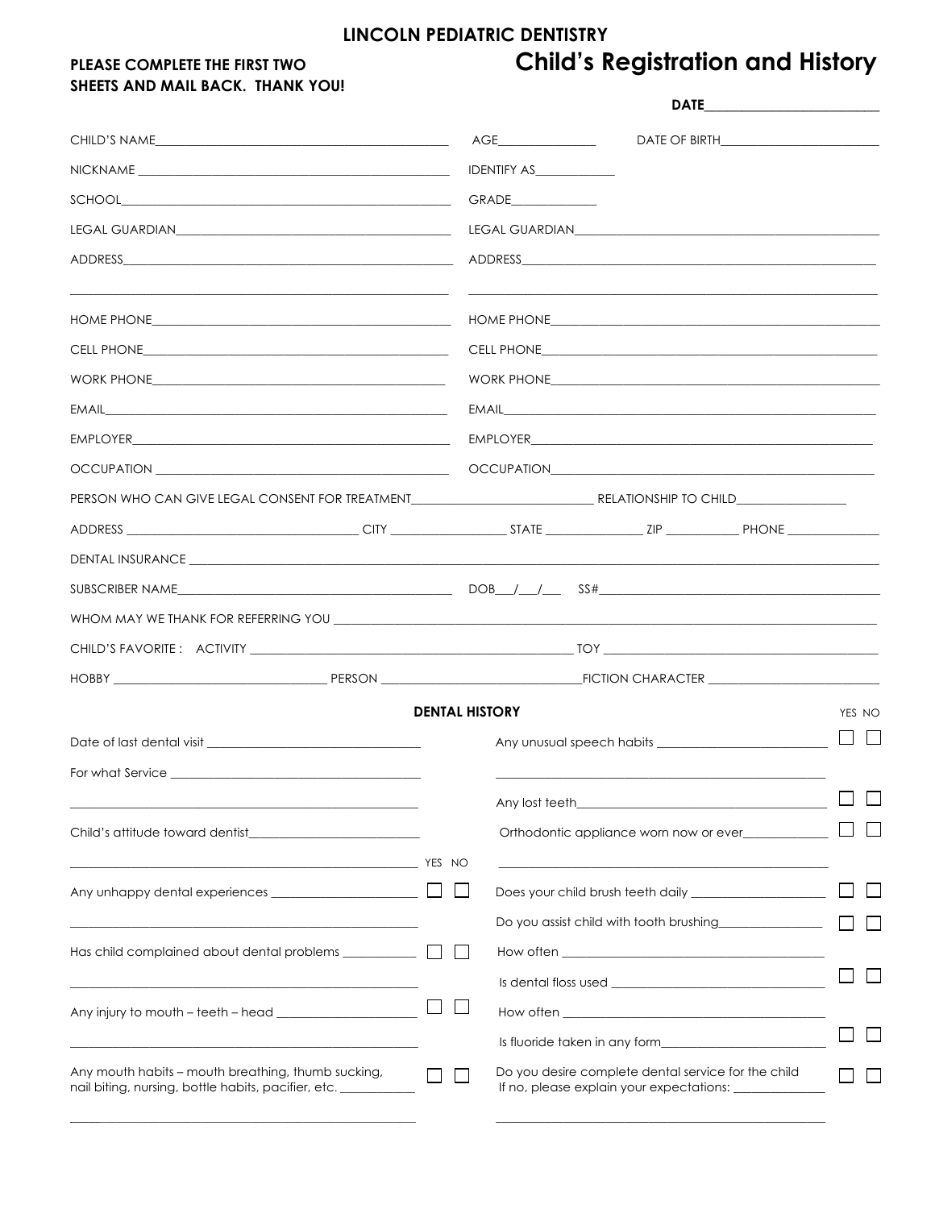# LINCOLN PEDIATRIC DENTISTRY

**PLEASE COMPLETE THE FIRST TWO SHEETS AND MAIL BACK. THANK YOU!**

## Child's Registration and History

**DATE**\_\_\_\_\_\_\_\_\_\_\_\_\_\_\_\_\_\_\_\_\_\_\_\_

CHILD'S NAME\_\_\_\_\_\_\_\_\_\_\_\_\_\_\_\_\_\_\_\_\_\_\_\_\_\_\_\_\_\_\_\_\_\_\_\_ AGE\_\_\_\_\_\_\_\_\_\_\_\_ DATE OF BIRTH\_\_\_\_\_\_\_\_\_\_\_\_\_\_\_\_\_\_\_\_

NICKNAME \_\_\_\_\_\_\_\_\_\_\_\_\_\_\_\_\_\_\_\_\_\_\_\_\_\_\_\_\_\_\_\_\_\_\_\_ IDENTIFY AS\_\_\_\_\_\_\_\_\_\_

SCHOOL\_\_\_\_\_\_\_\_\_\_\_\_\_\_\_\_\_\_\_\_\_\_\_\_\_\_\_\_\_\_\_\_\_\_\_\_\_\_\_\_ GRADE\_\_\_\_\_\_\_\_\_\_

| | |
|---|---|
| LEGAL GUARDIAN\_\_\_\_\_\_\_\_\_\_\_\_\_\_\_\_\_\_\_\_ | LEGAL GUARDIAN\_\_\_\_\_\_\_\_\_\_\_\_\_\_\_\_\_\_\_\_ |
| ADDRESS\_\_\_\_\_\_\_\_\_\_\_\_\_\_\_\_\_\_\_\_ | ADDRESS\_\_\_\_\_\_\_\_\_\_\_\_\_\_\_\_\_\_\_\_ |
| \_\_\_\_\_\_\_\_\_\_\_\_\_\_\_\_\_\_\_\_ | \_\_\_\_\_\_\_\_\_\_\_\_\_\_\_\_\_\_\_\_ |
| HOME PHONE\_\_\_\_\_\_\_\_\_\_\_\_\_\_\_\_\_\_\_\_ | HOME PHONE\_\_\_\_\_\_\_\_\_\_\_\_\_\_\_\_\_\_\_\_ |
| CELL PHONE\_\_\_\_\_\_\_\_\_\_\_\_\_\_\_\_\_\_\_\_ | CELL PHONE\_\_\_\_\_\_\_\_\_\_\_\_\_\_\_\_\_\_\_\_ |
| WORK PHONE\_\_\_\_\_\_\_\_\_\_\_\_\_\_\_\_\_\_\_\_ | WORK PHONE\_\_\_\_\_\_\_\_\_\_\_\_\_\_\_\_\_\_\_\_ |
| EMAIL\_\_\_\_\_\_\_\_\_\_\_\_\_\_\_\_\_\_\_\_ | EMAIL\_\_\_\_\_\_\_\_\_\_\_\_\_\_\_\_\_\_\_\_ |
| EMPLOYER\_\_\_\_\_\_\_\_\_\_\_\_\_\_\_\_\_\_\_\_ | EMPLOYER\_\_\_\_\_\_\_\_\_\_\_\_\_\_\_\_\_\_\_\_ |
| OCCUPATION \_\_\_\_\_\_\_\_\_\_\_\_\_\_\_\_\_\_\_\_ | OCCUPATION\_\_\_\_\_\_\_\_\_\_\_\_\_\_\_\_\_\_\_\_ |

PERSON WHO CAN GIVE LEGAL CONSENT FOR TREATMENT\_\_\_\_\_\_\_\_\_\_\_\_\_\_\_\_\_\_\_\_ RELATIONSHIP TO CHILD\_\_\_\_\_\_\_\_\_\_\_\_

ADDRESS \_\_\_\_\_\_\_\_\_\_\_\_\_\_\_\_\_\_\_\_ CITY \_\_\_\_\_\_\_\_\_\_\_\_ STATE \_\_\_\_\_\_\_\_\_\_ ZIP \_\_\_\_\_\_\_\_ PHONE \_\_\_\_\_\_\_\_\_\_

DENTAL INSURANCE \_\_\_\_\_\_\_\_\_\_\_\_\_\_\_\_\_\_\_\_\_\_\_\_\_\_\_\_\_\_\_\_\_\_\_\_\_\_\_\_\_\_\_\_

SUBSCRIBER NAME\_\_\_\_\_\_\_\_\_\_\_\_\_\_\_\_\_\_\_\_\_\_\_\_\_\_\_\_\_\_\_\_ DOB\_\_\_/\_\_\_/\_\_\_ SS#\_\_\_\_\_\_\_\_\_\_\_\_\_\_\_\_\_\_\_\_\_\_\_\_

WHOM MAY WE THANK FOR REFERRING YOU \_\_\_\_\_\_\_\_\_\_\_\_\_\_\_\_\_\_\_\_\_\_\_\_\_\_\_\_\_\_\_\_\_\_\_\_\_\_\_\_

CHILD'S FAVORITE : ACTIVITY \_\_\_\_\_\_\_\_\_\_\_\_\_\_\_\_\_\_\_\_\_\_\_\_\_\_\_\_ TOY \_\_\_\_\_\_\_\_\_\_\_\_\_\_\_\_\_\_\_\_\_\_\_\_

HOBBY \_\_\_\_\_\_\_\_\_\_\_\_\_\_\_\_\_\_ PERSON \_\_\_\_\_\_\_\_\_\_\_\_\_\_\_\_\_\_FICTION CHARACTER \_\_\_\_\_\_\_\_\_\_\_\_\_\_\_\_

### DENTAL HISTORY

Date of last dental visit \_\_\_\_\_\_\_\_\_\_\_\_\_\_\_\_\_\_\_\_\_\_\_\_

For what Service \_\_\_\_\_\_\_\_\_\_\_\_\_\_\_\_\_\_\_\_\_\_\_\_

\_\_\_\_\_\_\_\_\_\_\_\_\_\_\_\_\_\_\_\_\_\_\_\_\_\_\_\_\_\_\_\_

Child's attitude toward dentist\_\_\_\_\_\_\_\_\_\_\_\_\_\_\_\_\_\_\_\_

\_\_\_\_\_\_\_\_\_\_\_\_\_\_\_\_\_\_\_\_\_\_\_\_\_\_\_\_\_\_\_\_

| | YES | NO |
|---|---|---|
| Any unhappy dental experiences \_\_\_\_\_\_\_\_\_\_\_\_\_\_\_\_ | ☐ | ☐ |
| \_\_\_\_\_\_\_\_\_\_\_\_\_\_\_\_\_\_\_\_\_\_\_\_\_\_\_\_\_\_\_\_ | | |
| Has child complained about dental problems \_\_\_\_\_\_\_\_ | ☐ | ☐ |
| \_\_\_\_\_\_\_\_\_\_\_\_\_\_\_\_\_\_\_\_\_\_\_\_\_\_\_\_\_\_\_\_ | | |
| Any injury to mouth – teeth – head \_\_\_\_\_\_\_\_\_\_\_\_\_\_\_\_ | ☐ | ☐ |
| \_\_\_\_\_\_\_\_\_\_\_\_\_\_\_\_\_\_\_\_\_\_\_\_\_\_\_\_\_\_\_\_ | | |
| Any mouth habits – mouth breathing, thumb sucking, nail biting, nursing, bottle habits, pacifier, etc. \_\_\_\_\_\_\_\_ | ☐ | ☐ |
| \_\_\_\_\_\_\_\_\_\_\_\_\_\_\_\_\_\_\_\_\_\_\_\_\_\_\_\_\_\_\_\_ | | |

| | YES | NO |
|---|---|---|
| Any unusual speech habits \_\_\_\_\_\_\_\_\_\_\_\_\_\_\_\_\_\_\_\_ | ☐ | ☐ |
| \_\_\_\_\_\_\_\_\_\_\_\_\_\_\_\_\_\_\_\_\_\_\_\_\_\_\_\_\_\_\_\_ | | |
| Any lost teeth\_\_\_\_\_\_\_\_\_\_\_\_\_\_\_\_\_\_\_\_\_\_\_\_ | ☐ | ☐ |
| Orthodontic appliance worn now or ever\_\_\_\_\_\_\_\_\_\_ | ☐ | ☐ |
| \_\_\_\_\_\_\_\_\_\_\_\_\_\_\_\_\_\_\_\_\_\_\_\_\_\_\_\_\_\_\_\_ | | |
| Does your child brush teeth daily \_\_\_\_\_\_\_\_\_\_\_\_\_\_\_\_ | ☐ | ☐ |
| Do you assist child with tooth brushing\_\_\_\_\_\_\_\_\_\_\_\_ | ☐ | ☐ |
| How often \_\_\_\_\_\_\_\_\_\_\_\_\_\_\_\_\_\_\_\_\_\_\_\_ | | |
| Is dental floss used \_\_\_\_\_\_\_\_\_\_\_\_\_\_\_\_\_\_\_\_ | ☐ | ☐ |
| How often \_\_\_\_\_\_\_\_\_\_\_\_\_\_\_\_\_\_\_\_\_\_\_\_ | | |
| Is fluoride taken in any form\_\_\_\_\_\_\_\_\_\_\_\_\_\_\_\_\_\_ | ☐ | ☐ |
| Do you desire complete dental service for the child If no, please explain your expectations: \_\_\_\_\_\_\_\_\_\_ | ☐ | ☐ |
| \_\_\_\_\_\_\_\_\_\_\_\_\_\_\_\_\_\_\_\_\_\_\_\_\_\_\_\_\_\_\_\_ | | |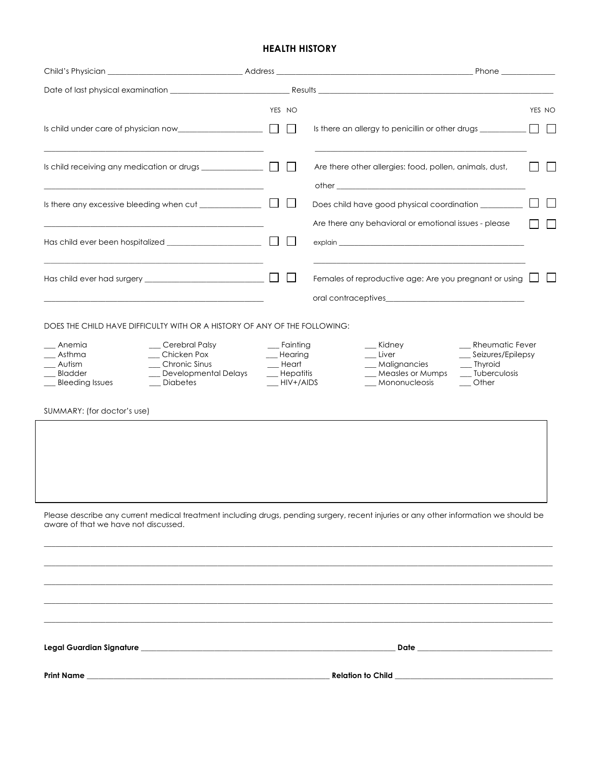# HEALTH HISTORY

Child's Physician ______________________________ Address ____________________________________________ Phone ____________

Date of last physical examination ___________________________ Results ________________________________________________________

| | YES | NO |
|---|---|---|
| Is child under care of physician now____________________ | ☐ | ☐ |
| Is child receiving any medication or drugs _______________ | ☐ | ☐ |
| Is there any excessive bleeding when cut _______________ | ☐ | ☐ |
| Has child ever been hospitalized _______________________ | ☐ | ☐ |
| Has child ever had surgery ____________________________ | ☐ | ☐ |

| | YES | NO |
|---|---|---|
| Is there an allergy to penicillin or other drugs ___________ | ☐ | ☐ |
| Are there other allergies: food, pollen, animals, dust, other ______________________________________________ | ☐ | ☐ |
| Does child have good physical coordination __________ | ☐ | ☐ |
| Are there any behavioral or emotional issues - please explain ______________________________________________ | ☐ | ☐ |
| Females of reproductive age: Are you pregnant or using oral contraceptives_________________________________ | ☐ | ☐ |

DOES THE CHILD HAVE DIFFICULTY WITH OR A HISTORY OF ANY OF THE FOLLOWING:

| | | | | |
|---|---|---|---|---|
| ___ Anemia | ___ Cerebral Palsy | ___ Fainting | ___ Kidney | ___ Rheumatic Fever |
| ___ Asthma | ___ Chicken Pox | ___ Hearing | ___ Liver | ___ Seizures/Epilepsy |
| ___ Autism | ___ Chronic Sinus | ___ Heart | ___ Malignancies | ___ Thyroid |
| ___ Bladder | ___ Developmental Delays | ___ Hepatitis | ___ Measles or Mumps | ___ Tuberculosis |
| ___ Bleeding Issues | ___ Diabetes | ___ HIV+/AIDS | ___ Mononucleosis | ___ Other |

SUMMARY: (for doctor's use)

Please describe any current medical treatment including drugs, pending surgery, recent injuries or any other information we should be aware of that we have not discussed.

________________________________________________________________________________

________________________________________________________________________________

________________________________________________________________________________

________________________________________________________________________________

________________________________________________________________________________

**Legal Guardian Signature** ______________________________________________ **Date** ______________________

**Print Name** ______________________________________________ **Relation to Child** ______________________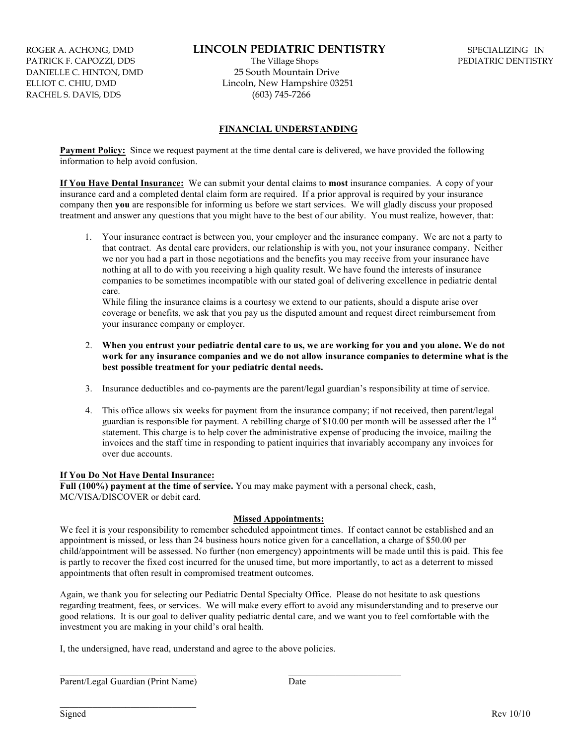ROGER A. ACHONG, DMD
PATRICK F. CAPOZZI, DDS
DANIELLE C. HINTON, DMD
ELLIOT C. CHIU, DMD
RACHEL S. DAVIS, DDS

# LINCOLN PEDIATRIC DENTISTRY

The Village Shops
25 South Mountain Drive
Lincoln, New Hampshire 03251
(603) 745-7266

SPECIALIZING IN
PEDIATRIC DENTISTRY

## FINANCIAL UNDERSTANDING

**Payment Policy:** Since we request payment at the time dental care is delivered, we have provided the following information to help avoid confusion.

**If You Have Dental Insurance:** We can submit your dental claims to **most** insurance companies. A copy of your insurance card and a completed dental claim form are required. If a prior approval is required by your insurance company then **you** are responsible for informing us before we start services. We will gladly discuss your proposed treatment and answer any questions that you might have to the best of our ability. You must realize, however, that:

1. Your insurance contract is between you, your employer and the insurance company. We are not a party to that contract. As dental care providers, our relationship is with you, not your insurance company. Neither we nor you had a part in those negotiations and the benefits you may receive from your insurance have nothing at all to do with you receiving a high quality result. We have found the interests of insurance companies to be sometimes incompatible with our stated goal of delivering excellence in pediatric dental care.
   While filing the insurance claims is a courtesy we extend to our patients, should a dispute arise over coverage or benefits, we ask that you pay us the disputed amount and request direct reimbursement from your insurance company or employer.

2. **When you entrust your pediatric dental care to us, we are working for you and you alone. We do not work for any insurance companies and we do not allow insurance companies to determine what is the best possible treatment for your pediatric dental needs.**

3. Insurance deductibles and co-payments are the parent/legal guardian's responsibility at time of service.

4. This office allows six weeks for payment from the insurance company; if not received, then parent/legal guardian is responsible for payment. A rebilling charge of $10.00 per month will be assessed after the 1st statement. This charge is to help cover the administrative expense of producing the invoice, mailing the invoices and the staff time in responding to patient inquiries that invariably accompany any invoices for over due accounts.

**If You Do Not Have Dental Insurance:**
**Full (100%) payment at the time of service.** You may make payment with a personal check, cash, MC/VISA/DISCOVER or debit card.

**Missed Appointments:**

We feel it is your responsibility to remember scheduled appointment times. If contact cannot be established and an appointment is missed, or less than 24 business hours notice given for a cancellation, a charge of $50.00 per child/appointment will be assessed. No further (non emergency) appointments will be made until this is paid. This fee is partly to recover the fixed cost incurred for the unused time, but more importantly, to act as a deterrent to missed appointments that often result in compromised treatment outcomes.

Again, we thank you for selecting our Pediatric Dental Specialty Office. Please do not hesitate to ask questions regarding treatment, fees, or services. We will make every effort to avoid any misunderstanding and to preserve our good relations. It is our goal to deliver quality pediatric dental care, and we want you to feel comfortable with the investment you are making in your child's oral health.

I, the undersigned, have read, understand and agree to the above policies.

______________________________ ______________________________
Parent/Legal Guardian (Print Name) Date

______________________________
Signed

Rev 10/10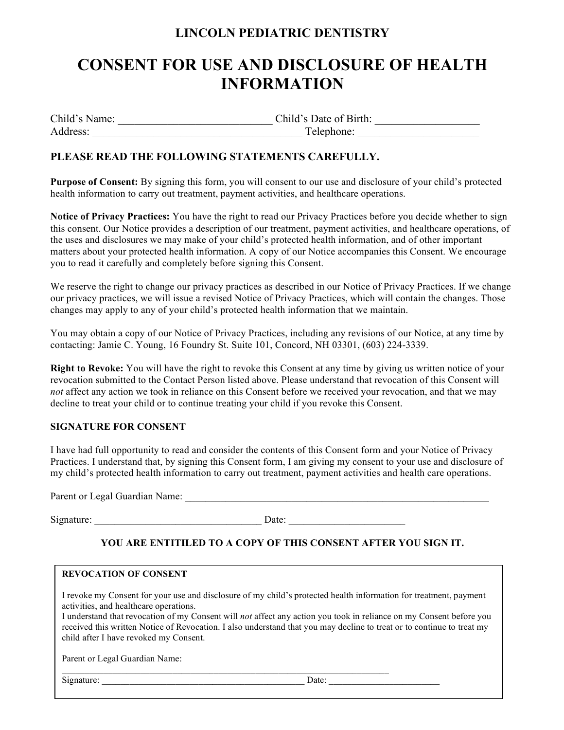# LINCOLN PEDIATRIC DENTISTRY

# CONSENT FOR USE AND DISCLOSURE OF HEALTH INFORMATION

Child's Name: ____________________________ Child's Date of Birth: __________________
Address: ______________________________________ Telephone: _____________________

### PLEASE READ THE FOLLOWING STATEMENTS CAREFULLY.

**Purpose of Consent:** By signing this form, you will consent to our use and disclosure of your child's protected health information to carry out treatment, payment activities, and healthcare operations.

**Notice of Privacy Practices:** You have the right to read our Privacy Practices before you decide whether to sign this consent. Our Notice provides a description of our treatment, payment activities, and healthcare operations, of the uses and disclosures we may make of your child's protected health information, and of other important matters about your protected health information. A copy of our Notice accompanies this Consent. We encourage you to read it carefully and completely before signing this Consent.

We reserve the right to change our privacy practices as described in our Notice of Privacy Practices. If we change our privacy practices, we will issue a revised Notice of Privacy Practices, which will contain the changes. Those changes may apply to any of your child's protected health information that we maintain.

You may obtain a copy of our Notice of Privacy Practices, including any revisions of our Notice, at any time by contacting: Jamie C. Young, 16 Foundry St. Suite 101, Concord, NH 03301, (603) 224-3339.

**Right to Revoke:** You will have the right to revoke this Consent at any time by giving us written notice of your revocation submitted to the Contact Person listed above. Please understand that revocation of this Consent will *not* affect any action we took in reliance on this Consent before we received your revocation, and that we may decline to treat your child or to continue treating your child if you revoke this Consent.

**SIGNATURE FOR CONSENT**

I have had full opportunity to read and consider the contents of this Consent form and your Notice of Privacy Practices. I understand that, by signing this Consent form, I am giving my consent to your use and disclosure of my child's protected health information to carry out treatment, payment activities and health care operations.

Parent or Legal Guardian Name: ______________________________________________________________

Signature: _________________________________ Date: ______________________

**YOU ARE ENTITILED TO A COPY OF THIS CONSENT AFTER YOU SIGN IT.**

---

**REVOCATION OF CONSENT**

I revoke my Consent for your use and disclosure of my child's protected health information for treatment, payment activities, and healthcare operations.
I understand that revocation of my Consent will *not* affect any action you took in reliance on my Consent before you received this written Notice of Revocation. I also understand that you may decline to treat or to continue to treat my child after I have revoked my Consent.

Parent or Legal Guardian Name:
______________________________________________________________________

Signature: ___________________________________________ Date: _______________________

---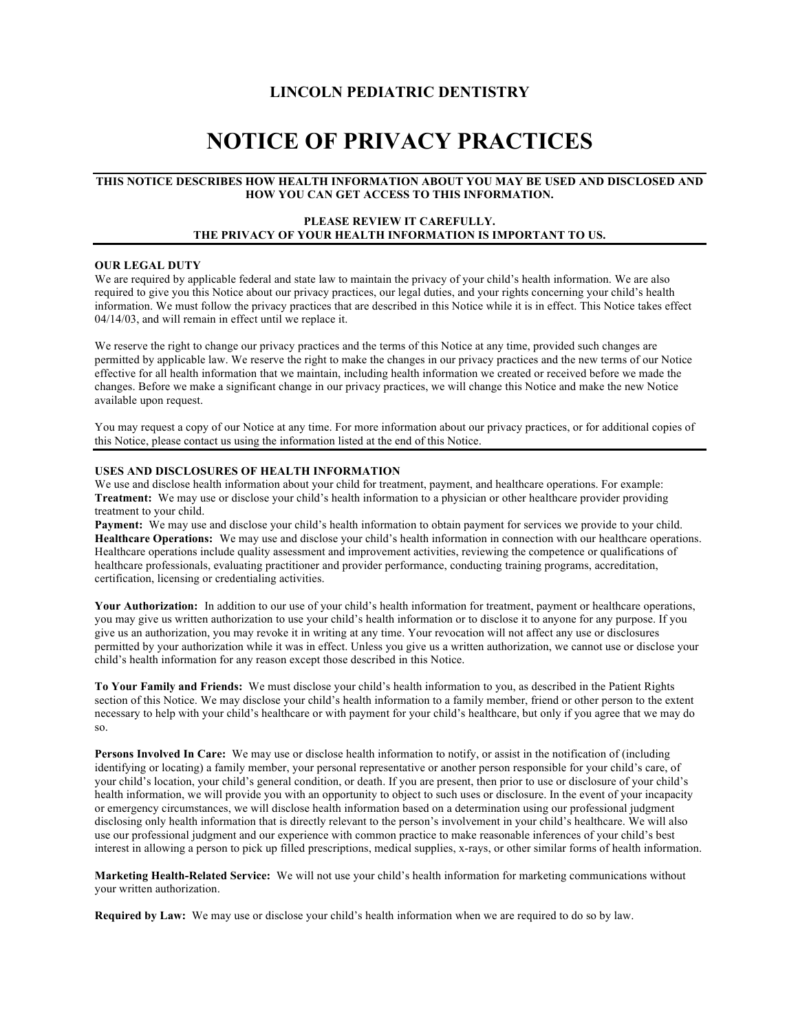# LINCOLN PEDIATRIC DENTISTRY

# NOTICE OF PRIVACY PRACTICES

**THIS NOTICE DESCRIBES HOW HEALTH INFORMATION ABOUT YOU MAY BE USED AND DISCLOSED AND HOW YOU CAN GET ACCESS TO THIS INFORMATION.**

**PLEASE REVIEW IT CAREFULLY.**
**THE PRIVACY OF YOUR HEALTH INFORMATION IS IMPORTANT TO US.**

---

**OUR LEGAL DUTY**

We are required by applicable federal and state law to maintain the privacy of your child's health information. We are also required to give you this Notice about our privacy practices, our legal duties, and your rights concerning your child's health information. We must follow the privacy practices that are described in this Notice while it is in effect. This Notice takes effect 04/14/03, and will remain in effect until we replace it.

We reserve the right to change our privacy practices and the terms of this Notice at any time, provided such changes are permitted by applicable law. We reserve the right to make the changes in our privacy practices and the new terms of our Notice effective for all health information that we maintain, including health information we created or received before we made the changes. Before we make a significant change in our privacy practices, we will change this Notice and make the new Notice available upon request.

You may request a copy of our Notice at any time. For more information about our privacy practices, or for additional copies of this Notice, please contact us using the information listed at the end of this Notice.

---

**USES AND DISCLOSURES OF HEALTH INFORMATION**

We use and disclose health information about your child for treatment, payment, and healthcare operations. For example:

**Treatment:** We may use or disclose your child's health information to a physician or other healthcare provider providing treatment to your child.

**Payment:** We may use and disclose your child's health information to obtain payment for services we provide to your child.

**Healthcare Operations:** We may use and disclose your child's health information in connection with our healthcare operations. Healthcare operations include quality assessment and improvement activities, reviewing the competence or qualifications of healthcare professionals, evaluating practitioner and provider performance, conducting training programs, accreditation, certification, licensing or credentialing activities.

**Your Authorization:** In addition to our use of your child's health information for treatment, payment or healthcare operations, you may give us written authorization to use your child's health information or to disclose it to anyone for any purpose. If you give us an authorization, you may revoke it in writing at any time. Your revocation will not affect any use or disclosures permitted by your authorization while it was in effect. Unless you give us a written authorization, we cannot use or disclose your child's health information for any reason except those described in this Notice.

**To Your Family and Friends:** We must disclose your child's health information to you, as described in the Patient Rights section of this Notice. We may disclose your child's health information to a family member, friend or other person to the extent necessary to help with your child's healthcare or with payment for your child's healthcare, but only if you agree that we may do so.

**Persons Involved In Care:** We may use or disclose health information to notify, or assist in the notification of (including identifying or locating) a family member, your personal representative or another person responsible for your child's care, of your child's location, your child's general condition, or death. If you are present, then prior to use or disclosure of your child's health information, we will provide you with an opportunity to object to such uses or disclosure. In the event of your incapacity or emergency circumstances, we will disclose health information based on a determination using our professional judgment disclosing only health information that is directly relevant to the person's involvement in your child's healthcare. We will also use our professional judgment and our experience with common practice to make reasonable inferences of your child's best interest in allowing a person to pick up filled prescriptions, medical supplies, x-rays, or other similar forms of health information.

**Marketing Health-Related Service:** We will not use your child's health information for marketing communications without your written authorization.

**Required by Law:** We may use or disclose your child's health information when we are required to do so by law.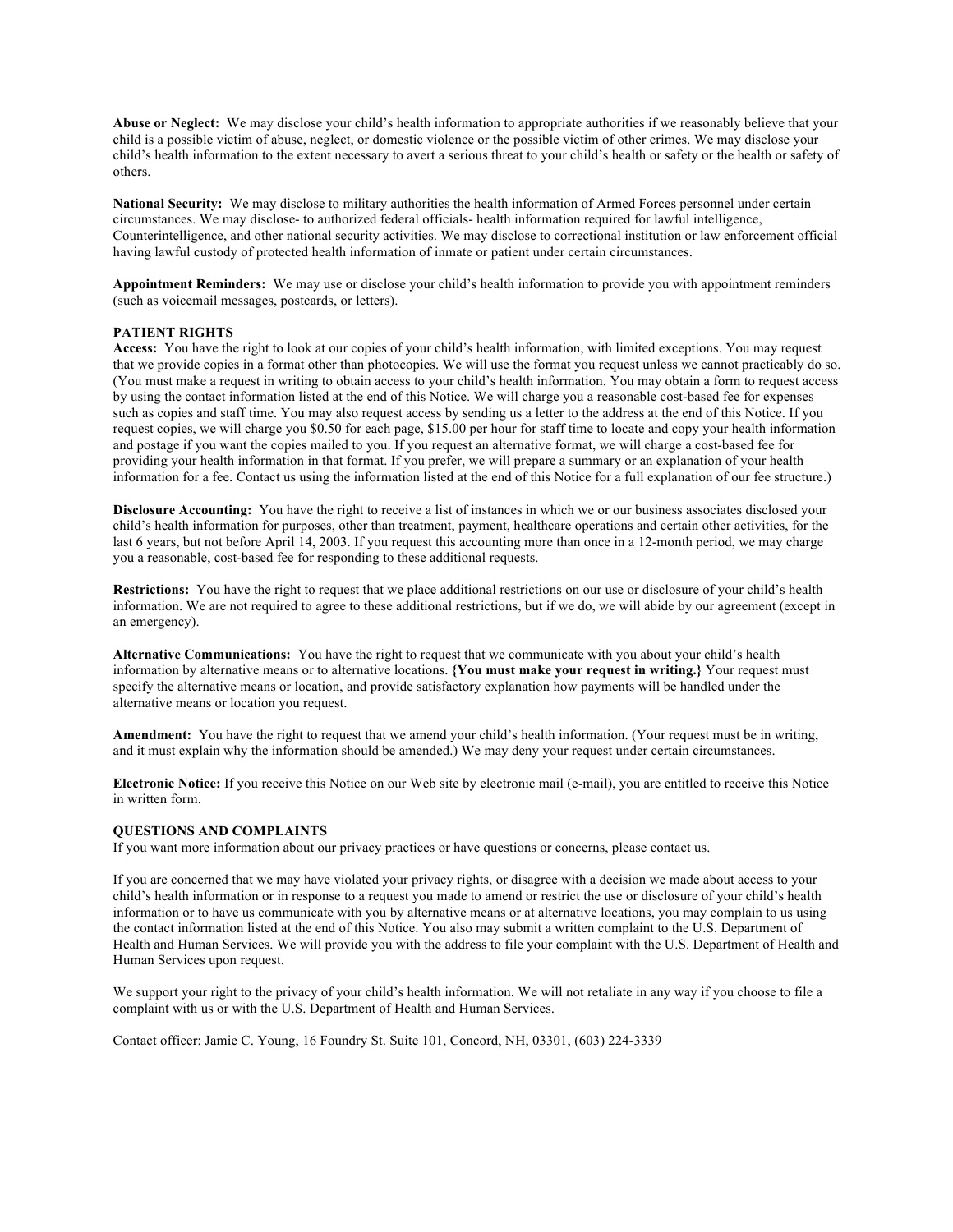**Abuse or Neglect:** We may disclose your child's health information to appropriate authorities if we reasonably believe that your child is a possible victim of abuse, neglect, or domestic violence or the possible victim of other crimes. We may disclose your child's health information to the extent necessary to avert a serious threat to your child's health or safety or the health or safety of others.

**National Security:** We may disclose to military authorities the health information of Armed Forces personnel under certain circumstances. We may disclose- to authorized federal officials- health information required for lawful intelligence, Counterintelligence, and other national security activities. We may disclose to correctional institution or law enforcement official having lawful custody of protected health information of inmate or patient under certain circumstances.

**Appointment Reminders:** We may use or disclose your child's health information to provide you with appointment reminders (such as voicemail messages, postcards, or letters).

**PATIENT RIGHTS**

**Access:** You have the right to look at our copies of your child's health information, with limited exceptions. You may request that we provide copies in a format other than photocopies. We will use the format you request unless we cannot practicably do so. (You must make a request in writing to obtain access to your child's health information. You may obtain a form to request access by using the contact information listed at the end of this Notice. We will charge you a reasonable cost-based fee for expenses such as copies and staff time. You may also request access by sending us a letter to the address at the end of this Notice. If you request copies, we will charge you $0.50 for each page, $15.00 per hour for staff time to locate and copy your health information and postage if you want the copies mailed to you. If you request an alternative format, we will charge a cost-based fee for providing your health information in that format. If you prefer, we will prepare a summary or an explanation of your health information for a fee. Contact us using the information listed at the end of this Notice for a full explanation of our fee structure.)

**Disclosure Accounting:** You have the right to receive a list of instances in which we or our business associates disclosed your child's health information for purposes, other than treatment, payment, healthcare operations and certain other activities, for the last 6 years, but not before April 14, 2003. If you request this accounting more than once in a 12-month period, we may charge you a reasonable, cost-based fee for responding to these additional requests.

**Restrictions:** You have the right to request that we place additional restrictions on our use or disclosure of your child's health information. We are not required to agree to these additional restrictions, but if we do, we will abide by our agreement (except in an emergency).

**Alternative Communications:** You have the right to request that we communicate with you about your child's health information by alternative means or to alternative locations. **{You must make your request in writing.}** Your request must specify the alternative means or location, and provide satisfactory explanation how payments will be handled under the alternative means or location you request.

**Amendment:** You have the right to request that we amend your child's health information. (Your request must be in writing, and it must explain why the information should be amended.) We may deny your request under certain circumstances.

**Electronic Notice:** If you receive this Notice on our Web site by electronic mail (e-mail), you are entitled to receive this Notice in written form.

**QUESTIONS AND COMPLAINTS**

If you want more information about our privacy practices or have questions or concerns, please contact us.

If you are concerned that we may have violated your privacy rights, or disagree with a decision we made about access to your child's health information or in response to a request you made to amend or restrict the use or disclosure of your child's health information or to have us communicate with you by alternative means or at alternative locations, you may complain to us using the contact information listed at the end of this Notice. You also may submit a written complaint to the U.S. Department of Health and Human Services. We will provide you with the address to file your complaint with the U.S. Department of Health and Human Services upon request.

We support your right to the privacy of your child's health information. We will not retaliate in any way if you choose to file a complaint with us or with the U.S. Department of Health and Human Services.

Contact officer: Jamie C. Young, 16 Foundry St. Suite 101, Concord, NH, 03301, (603) 224-3339